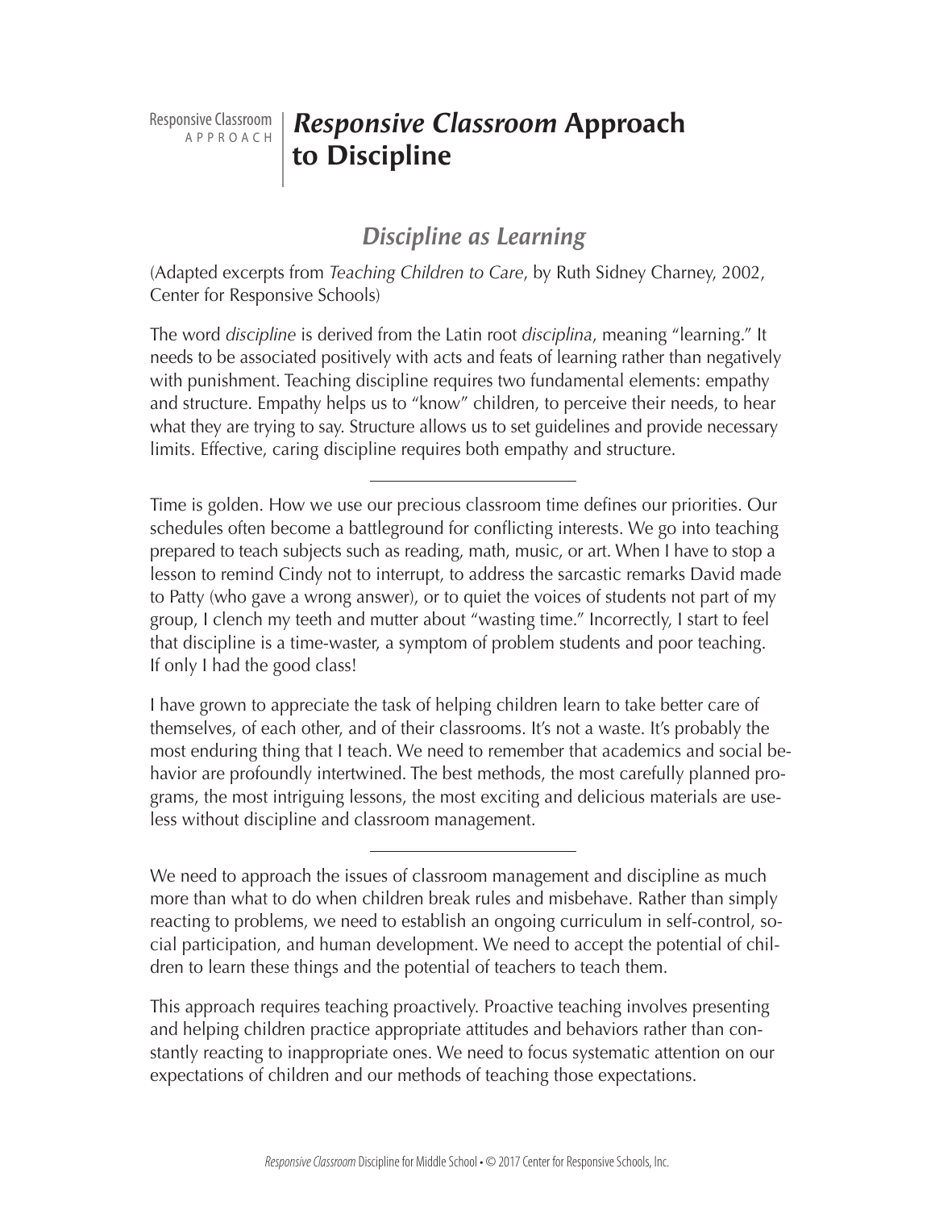Responsive Classroom APPROACH

# *Responsive Classroom* Approach to Discipline

## *Discipline as Learning*

(Adapted excerpts from *Teaching Children to Care*, by Ruth Sidney Charney, 2002, Center for Responsive Schools)

The word *discipline* is derived from the Latin root *disciplina*, meaning "learning." It needs to be associated positively with acts and feats of learning rather than negatively with punishment. Teaching discipline requires two fundamental elements: empathy and structure. Empathy helps us to "know" children, to perceive their needs, to hear what they are trying to say. Structure allows us to set guidelines and provide necessary limits. Effective, caring discipline requires both empathy and structure.

---

Time is golden. How we use our precious classroom time defines our priorities. Our schedules often become a battleground for conflicting interests. We go into teaching prepared to teach subjects such as reading, math, music, or art. When I have to stop a lesson to remind Cindy not to interrupt, to address the sarcastic remarks David made to Patty (who gave a wrong answer), or to quiet the voices of students not part of my group, I clench my teeth and mutter about "wasting time." Incorrectly, I start to feel that discipline is a time-waster, a symptom of problem students and poor teaching. If only I had the good class!

I have grown to appreciate the task of helping children learn to take better care of themselves, of each other, and of their classrooms. It's not a waste. It's probably the most enduring thing that I teach. We need to remember that academics and social behavior are profoundly intertwined. The best methods, the most carefully planned programs, the most intriguing lessons, the most exciting and delicious materials are useless without discipline and classroom management.

---

We need to approach the issues of classroom management and discipline as much more than what to do when children break rules and misbehave. Rather than simply reacting to problems, we need to establish an ongoing curriculum in self-control, social participation, and human development. We need to accept the potential of children to learn these things and the potential of teachers to teach them.

This approach requires teaching proactively. Proactive teaching involves presenting and helping children practice appropriate attitudes and behaviors rather than constantly reacting to inappropriate ones. We need to focus systematic attention on our expectations of children and our methods of teaching those expectations.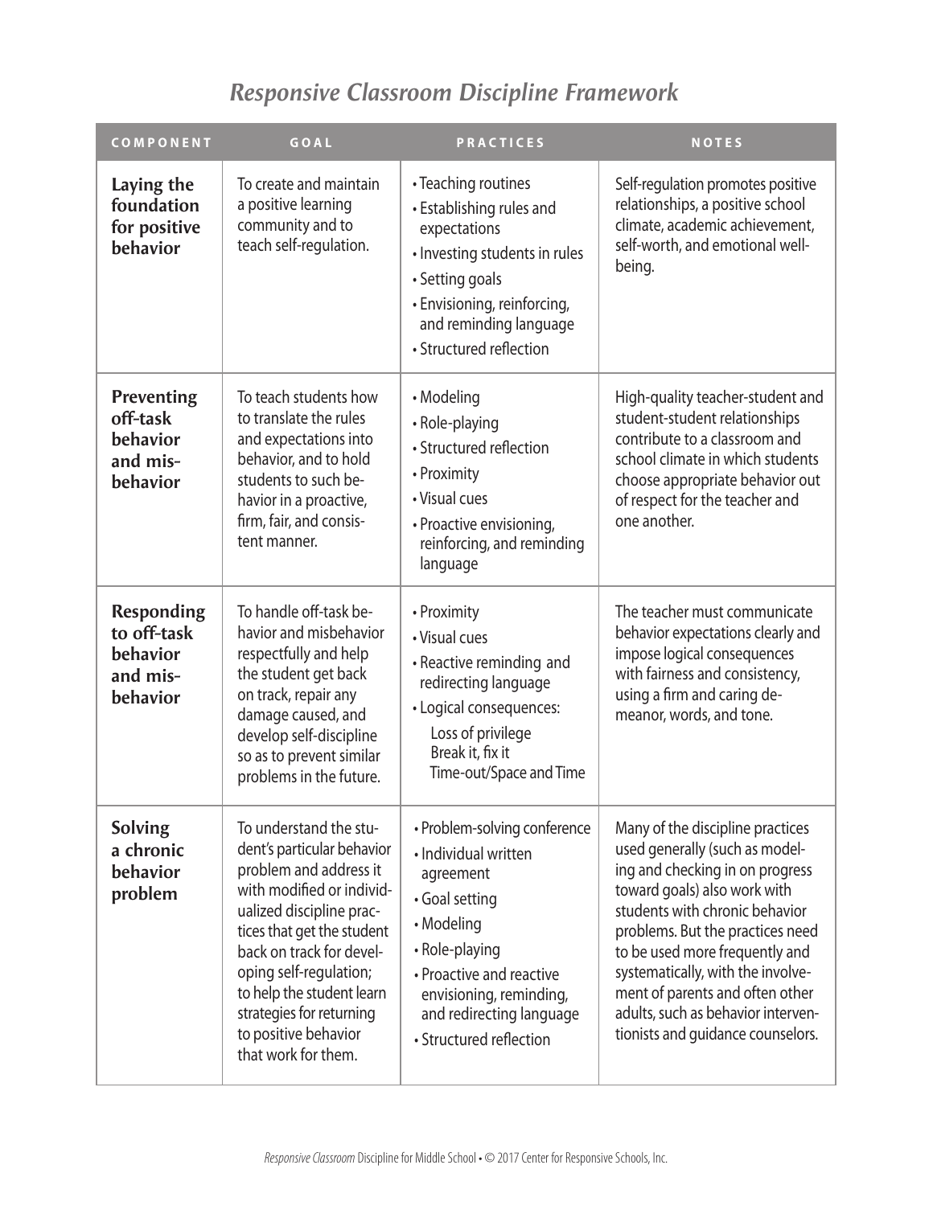# *Responsive Classroom Discipline Framework*

| COMPONENT | GOAL | PRACTICES | NOTES |
|---|---|---|---|
| **Laying the foundation for positive behavior** | To create and maintain a positive learning community and to teach self-regulation. | • Teaching routines<br>• Establishing rules and expectations<br>• Investing students in rules<br>• Setting goals<br>• Envisioning, reinforcing, and reminding language<br>• Structured reflection | Self-regulation promotes positive relationships, a positive school climate, academic achievement, self-worth, and emotional well-being. |
| **Preventing off-task behavior and misbehavior** | To teach students how to translate the rules and expectations into behavior, and to hold students to such behavior in a proactive, firm, fair, and consistent manner. | • Modeling<br>• Role-playing<br>• Structured reflection<br>• Proximity<br>• Visual cues<br>• Proactive envisioning, reinforcing, and reminding language | High-quality teacher-student and student-student relationships contribute to a classroom and school climate in which students choose appropriate behavior out of respect for the teacher and one another. |
| **Responding to off-task behavior and misbehavior** | To handle off-task behavior and misbehavior respectfully and help the student get back on track, repair any damage caused, and develop self-discipline so as to prevent similar problems in the future. | • Proximity<br>• Visual cues<br>• Reactive reminding and redirecting language<br>• Logical consequences:<br>Loss of privilege<br>Break it, fix it<br>Time-out/Space and Time | The teacher must communicate behavior expectations clearly and impose logical consequences with fairness and consistency, using a firm and caring demeanor, words, and tone. |
| **Solving a chronic behavior problem** | To understand the student's particular behavior problem and address it with modified or individualized discipline practices that get the student back on track for developing self-regulation; to help the student learn strategies for returning to positive behavior that work for them. | • Problem-solving conference<br>• Individual written agreement<br>• Goal setting<br>• Modeling<br>• Role-playing<br>• Proactive and reactive envisioning, reminding, and redirecting language<br>• Structured reflection | Many of the discipline practices used generally (such as modeling and checking in on progress toward goals) also work with students with chronic behavior problems. But the practices need to be used more frequently and systematically, with the involvement of parents and often other adults, such as behavior interventionists and guidance counselors. |

*Responsive Classroom* Discipline for Middle School • © 2017 Center for Responsive Schools, Inc.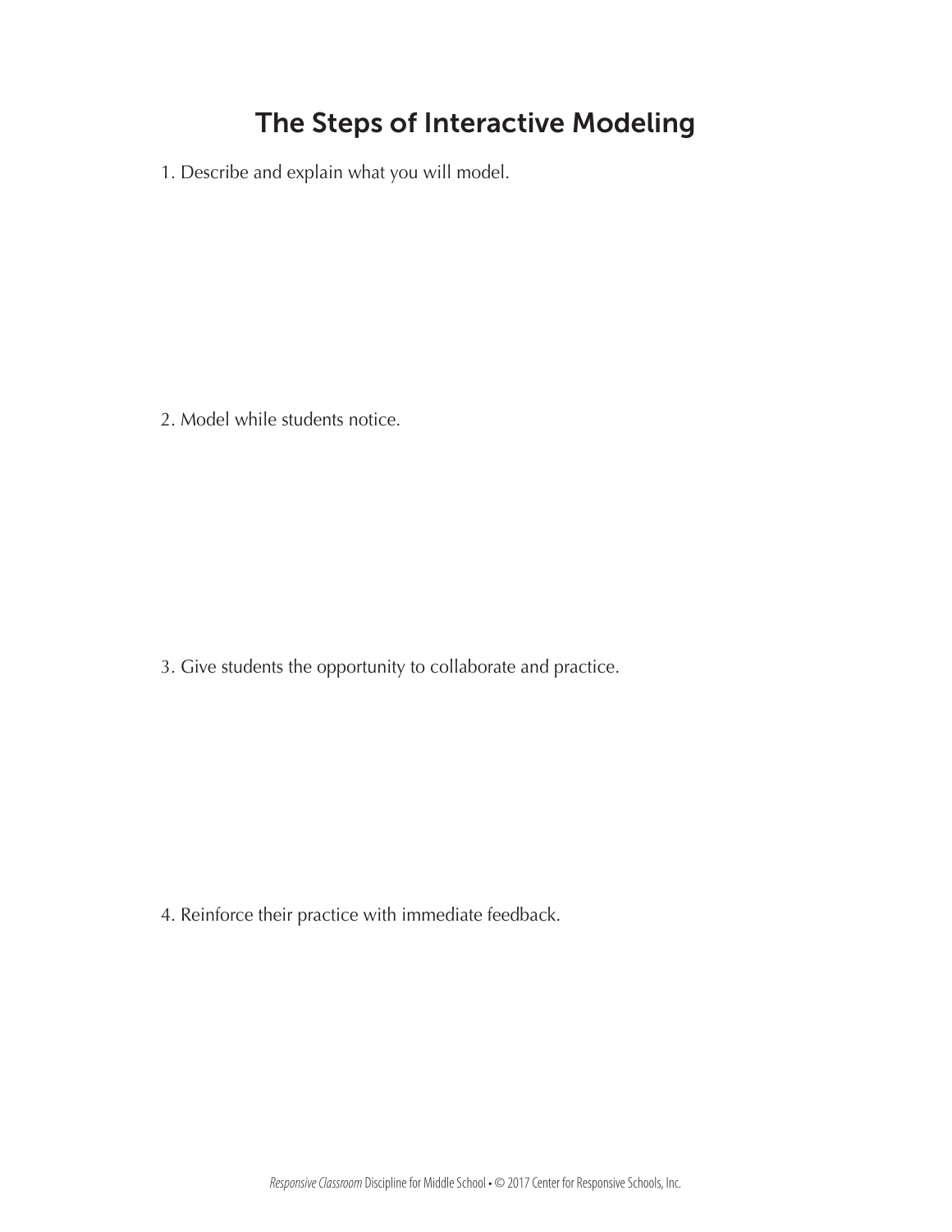# The Steps of Interactive Modeling

1. Describe and explain what you will model.

2. Model while students notice.

3. Give students the opportunity to collaborate and practice.

4. Reinforce their practice with immediate feedback.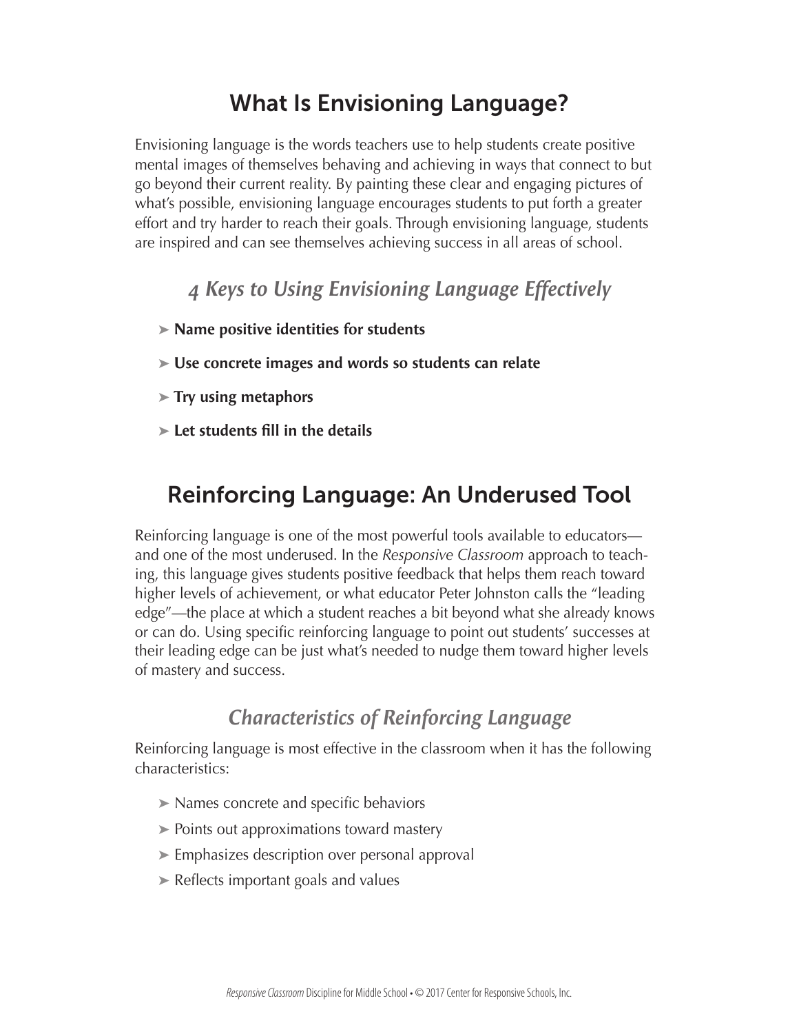## What Is Envisioning Language?

Envisioning language is the words teachers use to help students create positive mental images of themselves behaving and achieving in ways that connect to but go beyond their current reality. By painting these clear and engaging pictures of what's possible, envisioning language encourages students to put forth a greater effort and try harder to reach their goals. Through envisioning language, students are inspired and can see themselves achieving success in all areas of school.

### *4 Keys to Using Envisioning Language Effectively*

- **Name positive identities for students**
- **Use concrete images and words so students can relate**
- **Try using metaphors**
- **Let students fill in the details**

## Reinforcing Language: An Underused Tool

Reinforcing language is one of the most powerful tools available to educators—and one of the most underused. In the *Responsive Classroom* approach to teaching, this language gives students positive feedback that helps them reach toward higher levels of achievement, or what educator Peter Johnston calls the "leading edge"—the place at which a student reaches a bit beyond what she already knows or can do. Using specific reinforcing language to point out students' successes at their leading edge can be just what's needed to nudge them toward higher levels of mastery and success.

### *Characteristics of Reinforcing Language*

Reinforcing language is most effective in the classroom when it has the following characteristics:

- Names concrete and specific behaviors
- Points out approximations toward mastery
- Emphasizes description over personal approval
- Reflects important goals and values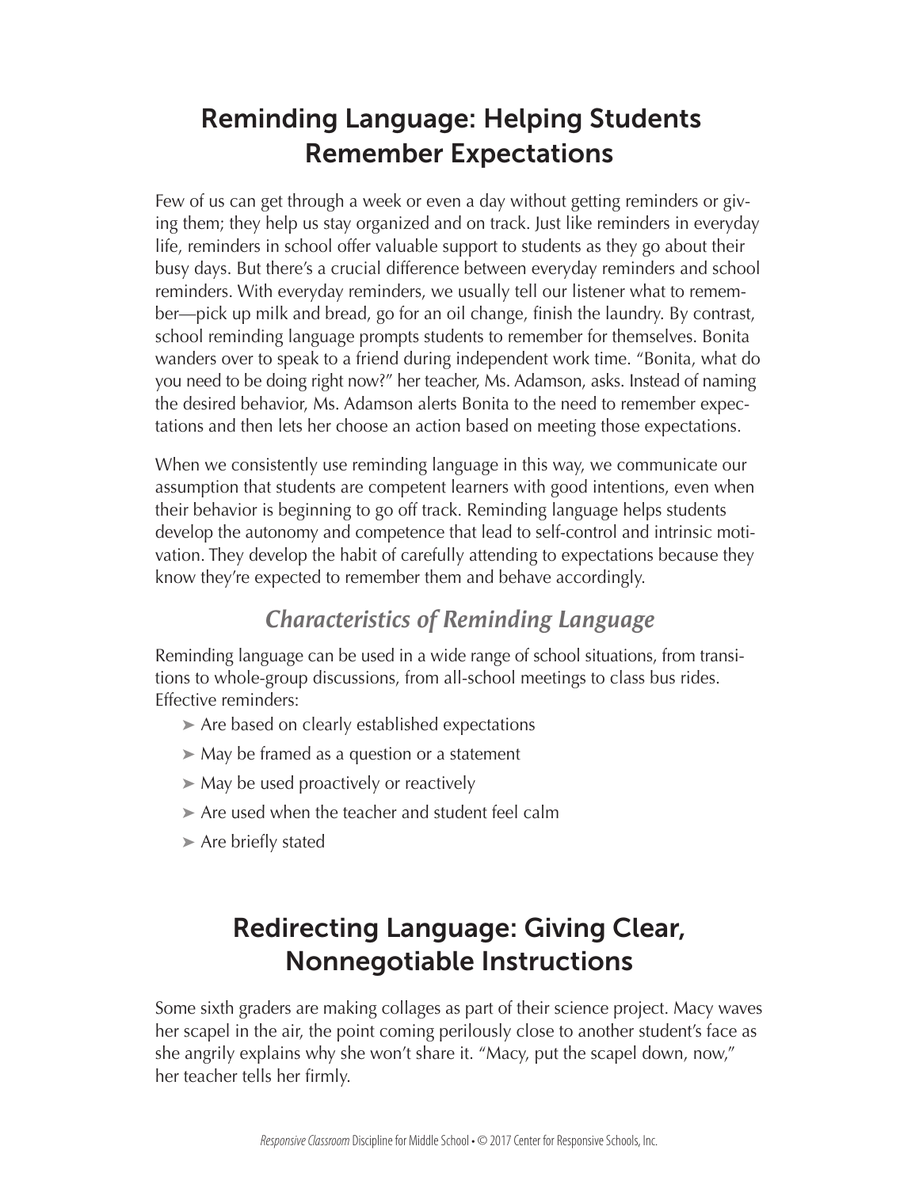## Reminding Language: Helping Students Remember Expectations

Few of us can get through a week or even a day without getting reminders or giving them; they help us stay organized and on track. Just like reminders in everyday life, reminders in school offer valuable support to students as they go about their busy days. But there's a crucial difference between everyday reminders and school reminders. With everyday reminders, we usually tell our listener what to remember—pick up milk and bread, go for an oil change, finish the laundry. By contrast, school reminding language prompts students to remember for themselves. Bonita wanders over to speak to a friend during independent work time. "Bonita, what do you need to be doing right now?" her teacher, Ms. Adamson, asks. Instead of naming the desired behavior, Ms. Adamson alerts Bonita to the need to remember expectations and then lets her choose an action based on meeting those expectations.

When we consistently use reminding language in this way, we communicate our assumption that students are competent learners with good intentions, even when their behavior is beginning to go off track. Reminding language helps students develop the autonomy and competence that lead to self-control and intrinsic motivation. They develop the habit of carefully attending to expectations because they know they're expected to remember them and behave accordingly.

### *Characteristics of Reminding Language*

Reminding language can be used in a wide range of school situations, from transitions to whole-group discussions, from all-school meetings to class bus rides. Effective reminders:

- Are based on clearly established expectations
- May be framed as a question or a statement
- May be used proactively or reactively
- Are used when the teacher and student feel calm
- Are briefly stated

## Redirecting Language: Giving Clear, Nonnegotiable Instructions

Some sixth graders are making collages as part of their science project. Macy waves her scapel in the air, the point coming perilously close to another student's face as she angrily explains why she won't share it. "Macy, put the scapel down, now," her teacher tells her firmly.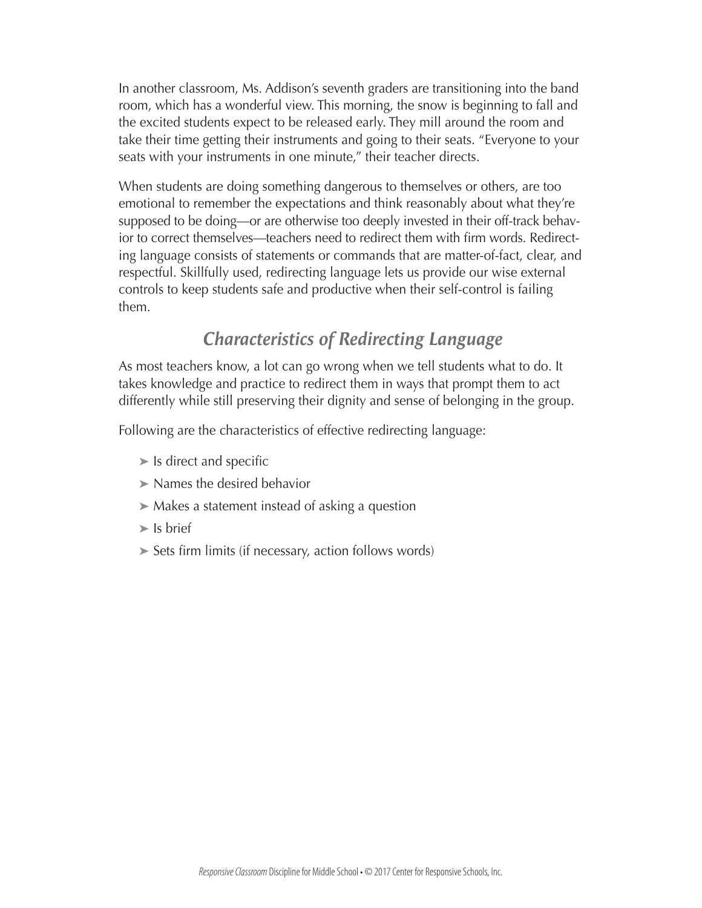In another classroom, Ms. Addison's seventh graders are transitioning into the band room, which has a wonderful view. This morning, the snow is beginning to fall and the excited students expect to be released early. They mill around the room and take their time getting their instruments and going to their seats. "Everyone to your seats with your instruments in one minute," their teacher directs.

When students are doing something dangerous to themselves or others, are too emotional to remember the expectations and think reasonably about what they're supposed to be doing—or are otherwise too deeply invested in their off-track behavior to correct themselves—teachers need to redirect them with firm words. Redirecting language consists of statements or commands that are matter-of-fact, clear, and respectful. Skillfully used, redirecting language lets us provide our wise external controls to keep students safe and productive when their self-control is failing them.

## *Characteristics of Redirecting Language*

As most teachers know, a lot can go wrong when we tell students what to do. It takes knowledge and practice to redirect them in ways that prompt them to act differently while still preserving their dignity and sense of belonging in the group.

Following are the characteristics of effective redirecting language:

- Is direct and specific
- Names the desired behavior
- Makes a statement instead of asking a question
- Is brief
- Sets firm limits (if necessary, action follows words)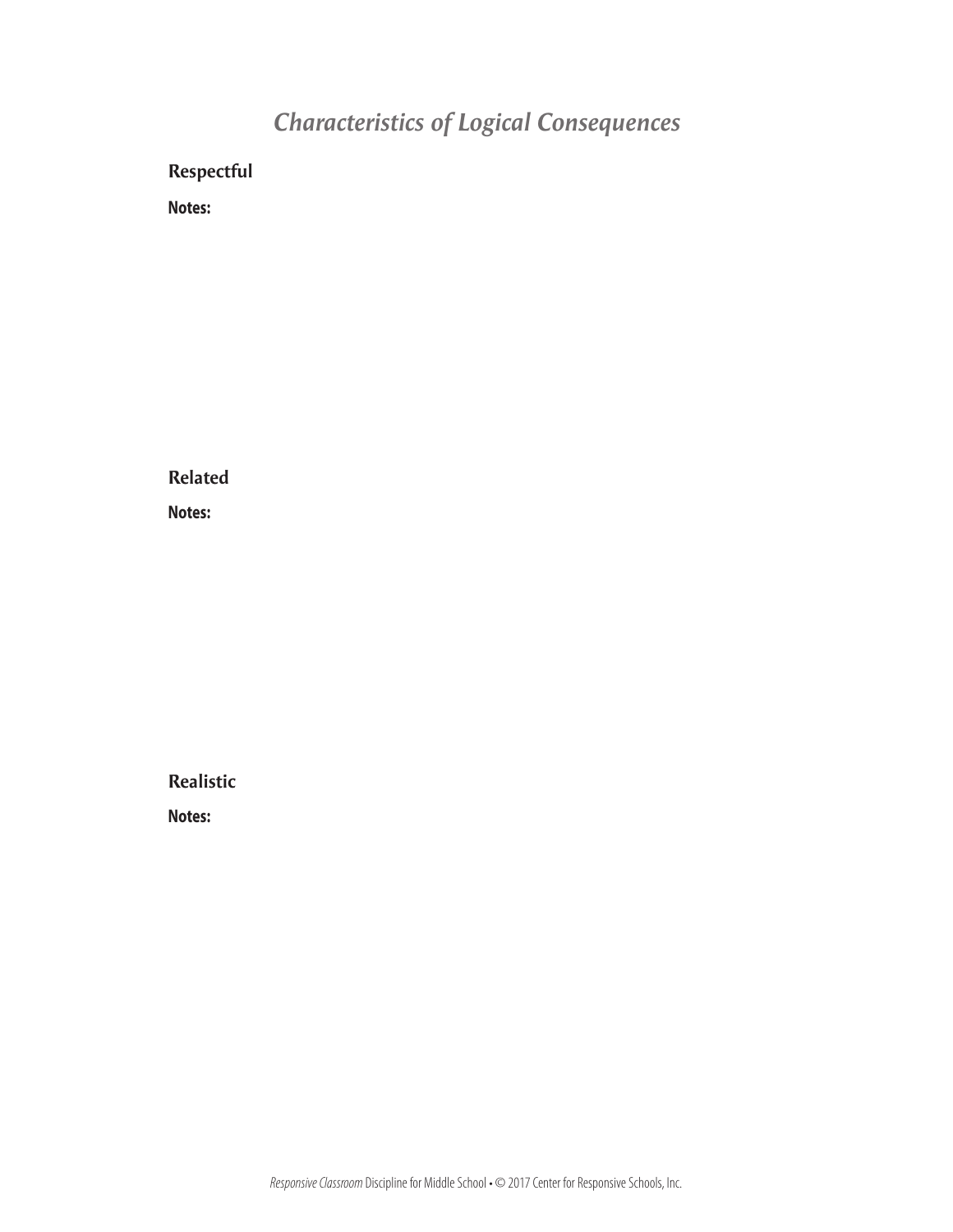# *Characteristics of Logical Consequences*

## Respectful

**Notes:**

## Related

**Notes:**

## Realistic

**Notes:**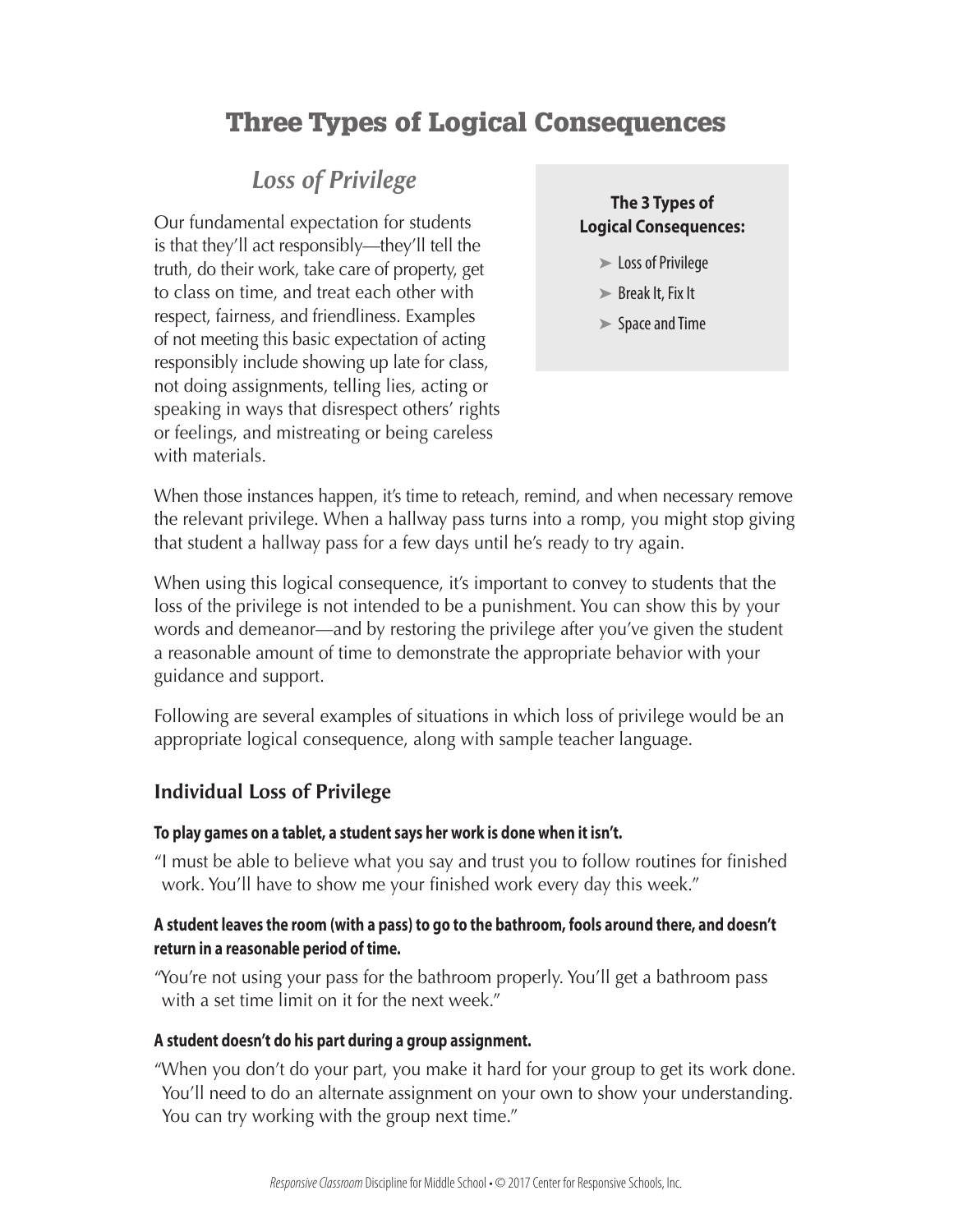# Three Types of Logical Consequences

## *Loss of Privilege*

**The 3 Types of Logical Consequences:**

- Loss of Privilege
- Break It, Fix It
- Space and Time

Our fundamental expectation for students is that they'll act responsibly—they'll tell the truth, do their work, take care of property, get to class on time, and treat each other with respect, fairness, and friendliness. Examples of not meeting this basic expectation of acting responsibly include showing up late for class, not doing assignments, telling lies, acting or speaking in ways that disrespect others' rights or feelings, and mistreating or being careless with materials.

When those instances happen, it's time to reteach, remind, and when necessary remove the relevant privilege. When a hallway pass turns into a romp, you might stop giving that student a hallway pass for a few days until he's ready to try again.

When using this logical consequence, it's important to convey to students that the loss of the privilege is not intended to be a punishment. You can show this by your words and demeanor—and by restoring the privilege after you've given the student a reasonable amount of time to demonstrate the appropriate behavior with your guidance and support.

Following are several examples of situations in which loss of privilege would be an appropriate logical consequence, along with sample teacher language.

### Individual Loss of Privilege

**To play games on a tablet, a student says her work is done when it isn't.**

"I must be able to believe what you say and trust you to follow routines for finished work. You'll have to show me your finished work every day this week."

**A student leaves the room (with a pass) to go to the bathroom, fools around there, and doesn't return in a reasonable period of time.**

"You're not using your pass for the bathroom properly. You'll get a bathroom pass with a set time limit on it for the next week."

**A student doesn't do his part during a group assignment.**

"When you don't do your part, you make it hard for your group to get its work done. You'll need to do an alternate assignment on your own to show your understanding. You can try working with the group next time."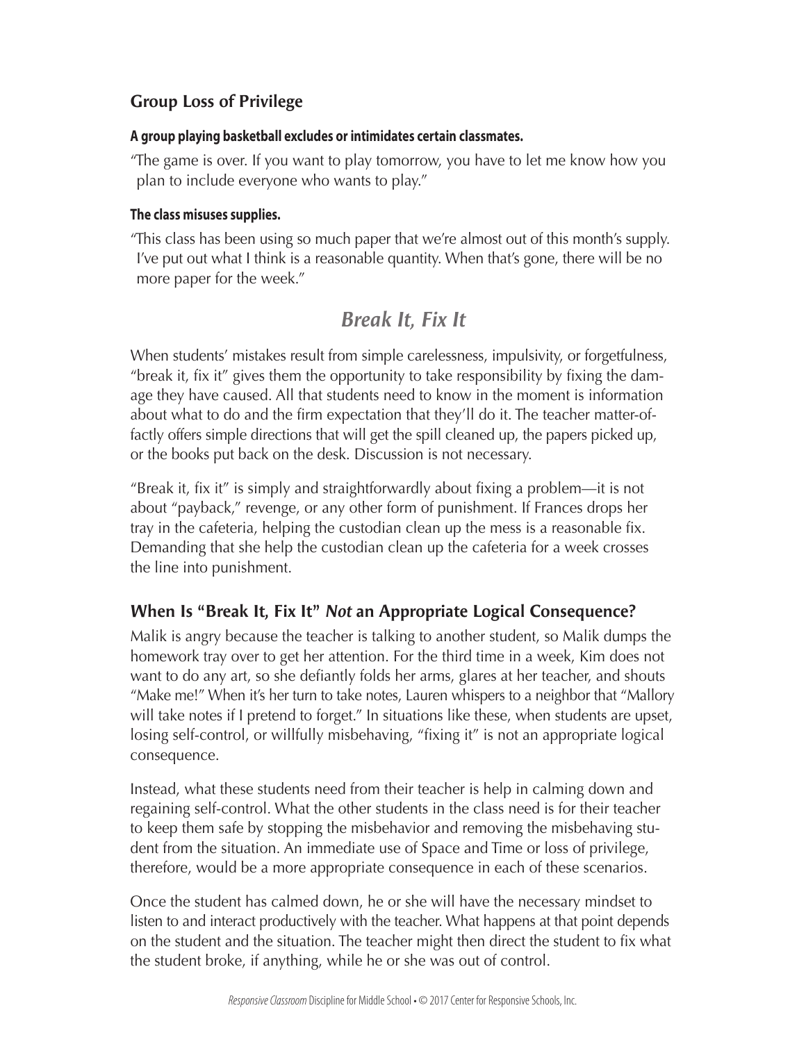### Group Loss of Privilege

**A group playing basketball excludes or intimidates certain classmates.**

"The game is over. If you want to play tomorrow, you have to let me know how you plan to include everyone who wants to play."

**The class misuses supplies.**

"This class has been using so much paper that we're almost out of this month's supply. I've put out what I think is a reasonable quantity. When that's gone, there will be no more paper for the week."

## *Break It, Fix It*

When students' mistakes result from simple carelessness, impulsivity, or forgetfulness, "break it, fix it" gives them the opportunity to take responsibility by fixing the damage they have caused. All that students need to know in the moment is information about what to do and the firm expectation that they'll do it. The teacher matter-of-factly offers simple directions that will get the spill cleaned up, the papers picked up, or the books put back on the desk. Discussion is not necessary.

"Break it, fix it" is simply and straightforwardly about fixing a problem—it is not about "payback," revenge, or any other form of punishment. If Frances drops her tray in the cafeteria, helping the custodian clean up the mess is a reasonable fix. Demanding that she help the custodian clean up the cafeteria for a week crosses the line into punishment.

### When Is "Break It, Fix It" *Not* an Appropriate Logical Consequence?

Malik is angry because the teacher is talking to another student, so Malik dumps the homework tray over to get her attention. For the third time in a week, Kim does not want to do any art, so she defiantly folds her arms, glares at her teacher, and shouts "Make me!" When it's her turn to take notes, Lauren whispers to a neighbor that "Mallory will take notes if I pretend to forget." In situations like these, when students are upset, losing self-control, or willfully misbehaving, "fixing it" is not an appropriate logical consequence.

Instead, what these students need from their teacher is help in calming down and regaining self-control. What the other students in the class need is for their teacher to keep them safe by stopping the misbehavior and removing the misbehaving student from the situation. An immediate use of Space and Time or loss of privilege, therefore, would be a more appropriate consequence in each of these scenarios.

Once the student has calmed down, he or she will have the necessary mindset to listen to and interact productively with the teacher. What happens at that point depends on the student and the situation. The teacher might then direct the student to fix what the student broke, if anything, while he or she was out of control.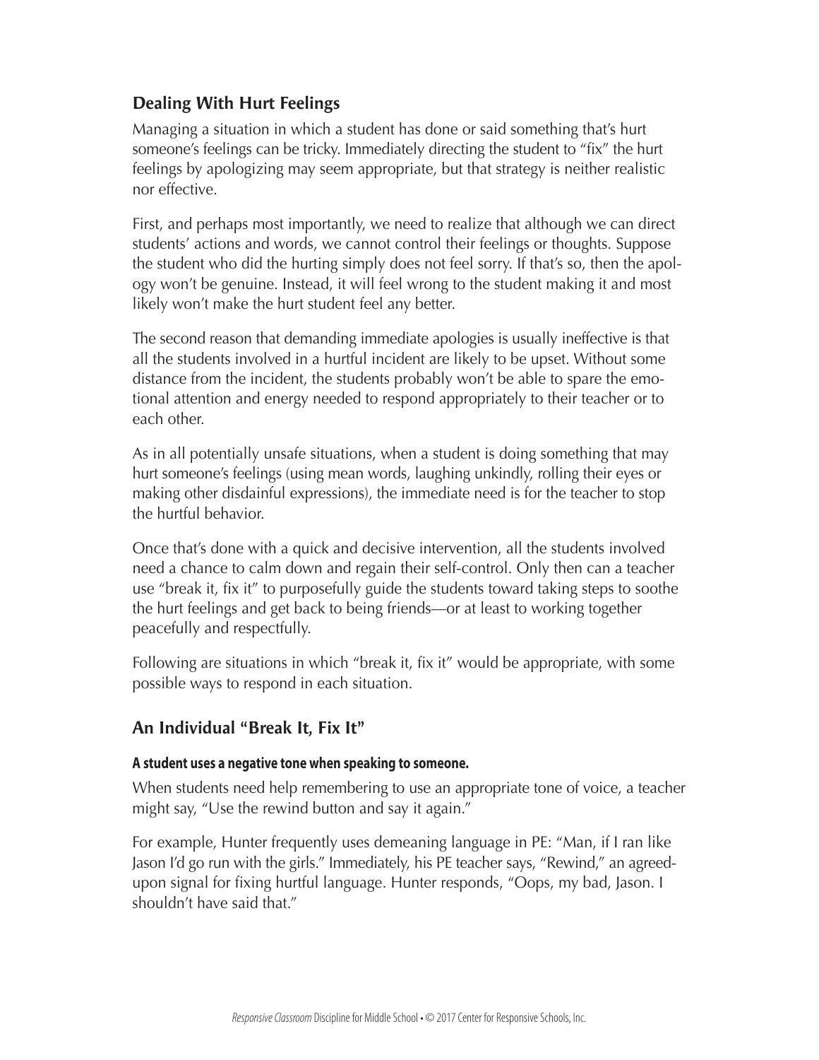## Dealing With Hurt Feelings

Managing a situation in which a student has done or said something that's hurt someone's feelings can be tricky. Immediately directing the student to "fix" the hurt feelings by apologizing may seem appropriate, but that strategy is neither realistic nor effective.

First, and perhaps most importantly, we need to realize that although we can direct students' actions and words, we cannot control their feelings or thoughts. Suppose the student who did the hurting simply does not feel sorry. If that's so, then the apology won't be genuine. Instead, it will feel wrong to the student making it and most likely won't make the hurt student feel any better.

The second reason that demanding immediate apologies is usually ineffective is that all the students involved in a hurtful incident are likely to be upset. Without some distance from the incident, the students probably won't be able to spare the emotional attention and energy needed to respond appropriately to their teacher or to each other.

As in all potentially unsafe situations, when a student is doing something that may hurt someone's feelings (using mean words, laughing unkindly, rolling their eyes or making other disdainful expressions), the immediate need is for the teacher to stop the hurtful behavior.

Once that's done with a quick and decisive intervention, all the students involved need a chance to calm down and regain their self-control. Only then can a teacher use "break it, fix it" to purposefully guide the students toward taking steps to soothe the hurt feelings and get back to being friends—or at least to working together peacefully and respectfully.

Following are situations in which "break it, fix it" would be appropriate, with some possible ways to respond in each situation.

## An Individual "Break It, Fix It"

#### A student uses a negative tone when speaking to someone.

When students need help remembering to use an appropriate tone of voice, a teacher might say, "Use the rewind button and say it again."

For example, Hunter frequently uses demeaning language in PE: "Man, if I ran like Jason I'd go run with the girls." Immediately, his PE teacher says, "Rewind," an agreed-upon signal for fixing hurtful language. Hunter responds, "Oops, my bad, Jason. I shouldn't have said that."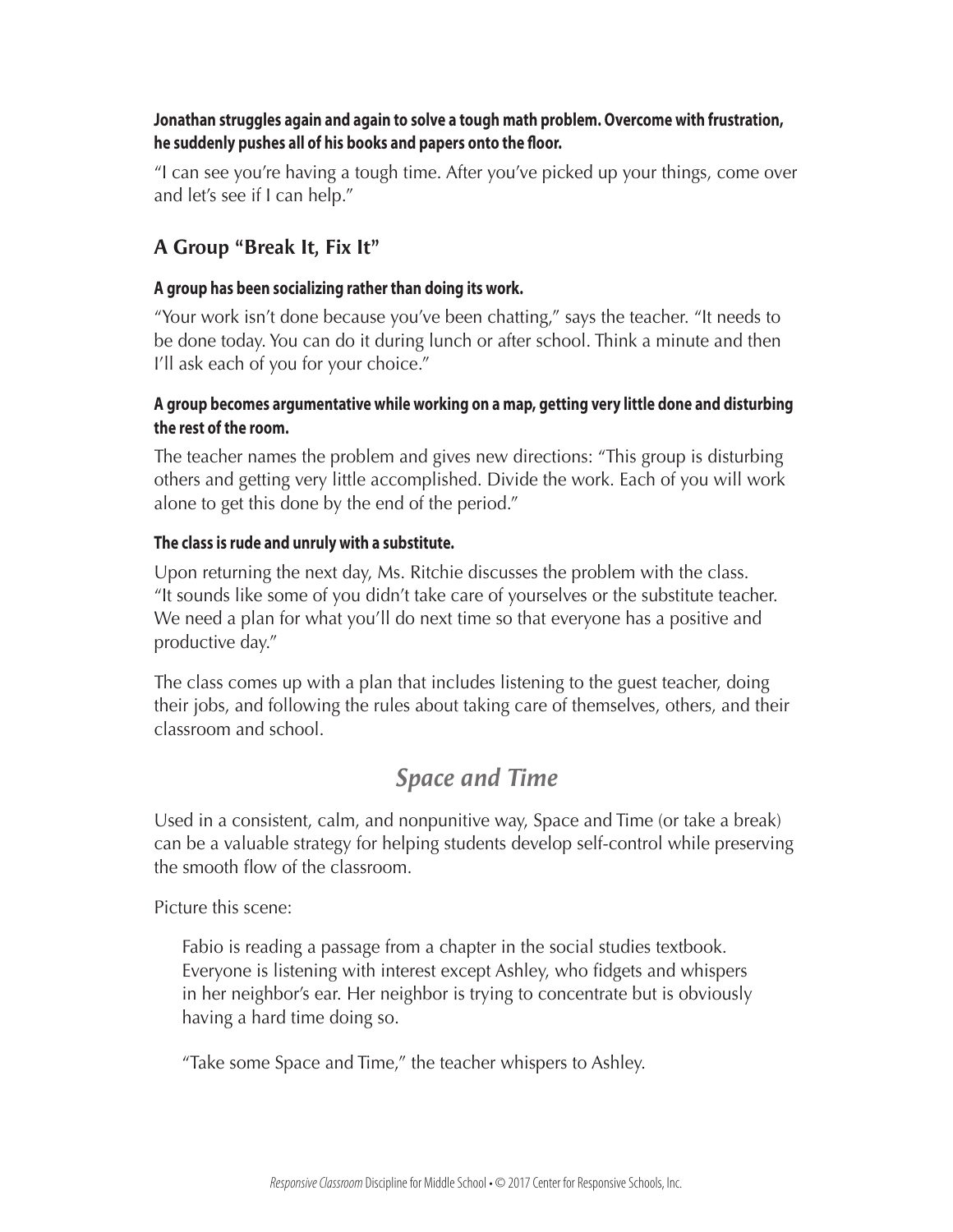**Jonathan struggles again and again to solve a tough math problem. Overcome with frustration, he suddenly pushes all of his books and papers onto the floor.**

"I can see you're having a tough time. After you've picked up your things, come over and let's see if I can help."

### A Group "Break It, Fix It"

**A group has been socializing rather than doing its work.**

"Your work isn't done because you've been chatting," says the teacher. "It needs to be done today. You can do it during lunch or after school. Think a minute and then I'll ask each of you for your choice."

**A group becomes argumentative while working on a map, getting very little done and disturbing the rest of the room.**

The teacher names the problem and gives new directions: "This group is disturbing others and getting very little accomplished. Divide the work. Each of you will work alone to get this done by the end of the period."

**The class is rude and unruly with a substitute.**

Upon returning the next day, Ms. Ritchie discusses the problem with the class. "It sounds like some of you didn't take care of yourselves or the substitute teacher. We need a plan for what you'll do next time so that everyone has a positive and productive day."

The class comes up with a plan that includes listening to the guest teacher, doing their jobs, and following the rules about taking care of themselves, others, and their classroom and school.

## *Space and Time*

Used in a consistent, calm, and nonpunitive way, Space and Time (or take a break) can be a valuable strategy for helping students develop self-control while preserving the smooth flow of the classroom.

Picture this scene:

> Fabio is reading a passage from a chapter in the social studies textbook. Everyone is listening with interest except Ashley, who fidgets and whispers in her neighbor's ear. Her neighbor is trying to concentrate but is obviously having a hard time doing so.
>
> "Take some Space and Time," the teacher whispers to Ashley.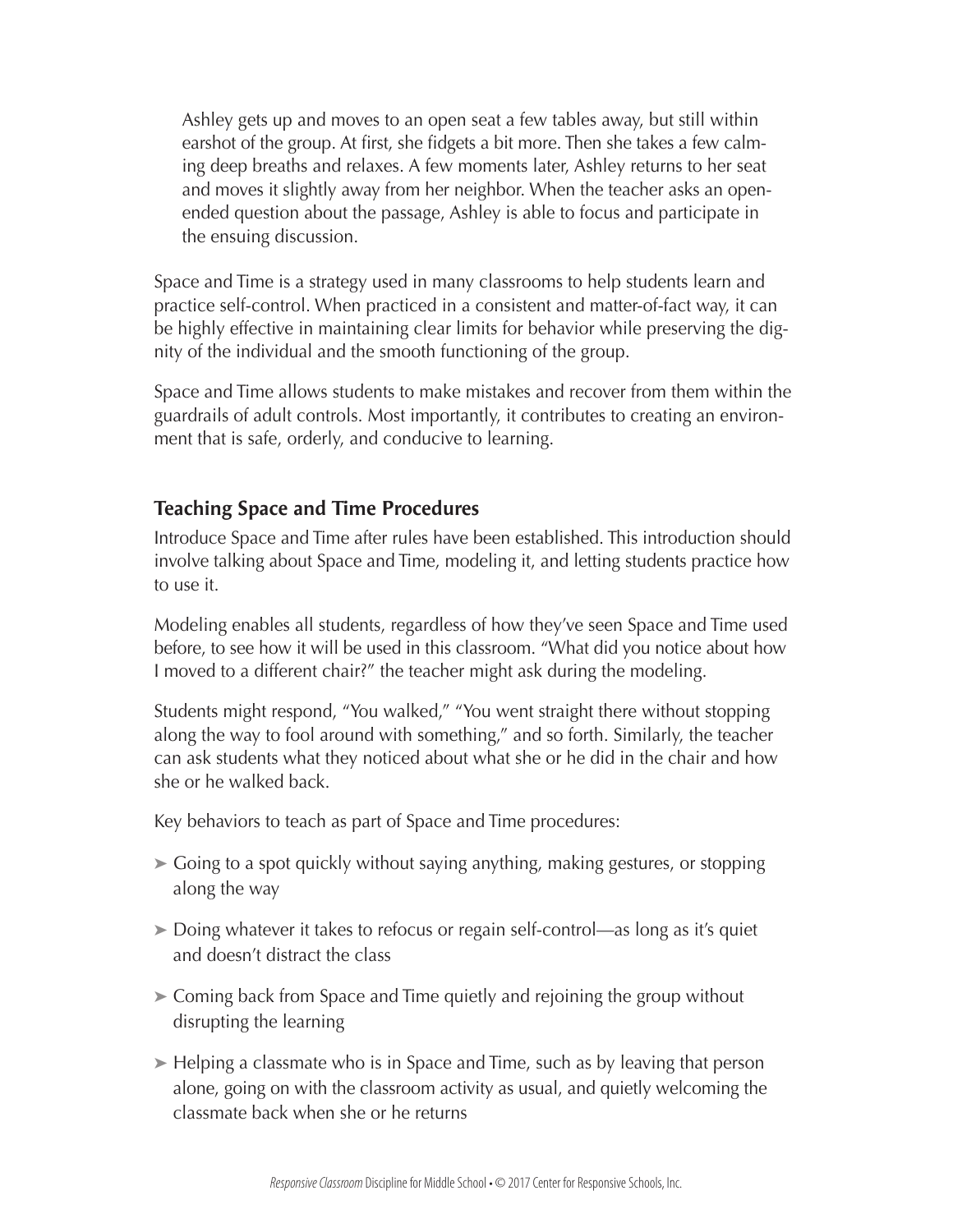Ashley gets up and moves to an open seat a few tables away, but still within earshot of the group. At first, she fidgets a bit more. Then she takes a few calming deep breaths and relaxes. A few moments later, Ashley returns to her seat and moves it slightly away from her neighbor. When the teacher asks an open-ended question about the passage, Ashley is able to focus and participate in the ensuing discussion.

Space and Time is a strategy used in many classrooms to help students learn and practice self-control. When practiced in a consistent and matter-of-fact way, it can be highly effective in maintaining clear limits for behavior while preserving the dignity of the individual and the smooth functioning of the group.

Space and Time allows students to make mistakes and recover from them within the guardrails of adult controls. Most importantly, it contributes to creating an environment that is safe, orderly, and conducive to learning.

### Teaching Space and Time Procedures

Introduce Space and Time after rules have been established. This introduction should involve talking about Space and Time, modeling it, and letting students practice how to use it.

Modeling enables all students, regardless of how they've seen Space and Time used before, to see how it will be used in this classroom. "What did you notice about how I moved to a different chair?" the teacher might ask during the modeling.

Students might respond, "You walked," "You went straight there without stopping along the way to fool around with something," and so forth. Similarly, the teacher can ask students what they noticed about what she or he did in the chair and how she or he walked back.

Key behaviors to teach as part of Space and Time procedures:

- Going to a spot quickly without saying anything, making gestures, or stopping along the way
- Doing whatever it takes to refocus or regain self-control—as long as it's quiet and doesn't distract the class
- Coming back from Space and Time quietly and rejoining the group without disrupting the learning
- Helping a classmate who is in Space and Time, such as by leaving that person alone, going on with the classroom activity as usual, and quietly welcoming the classmate back when she or he returns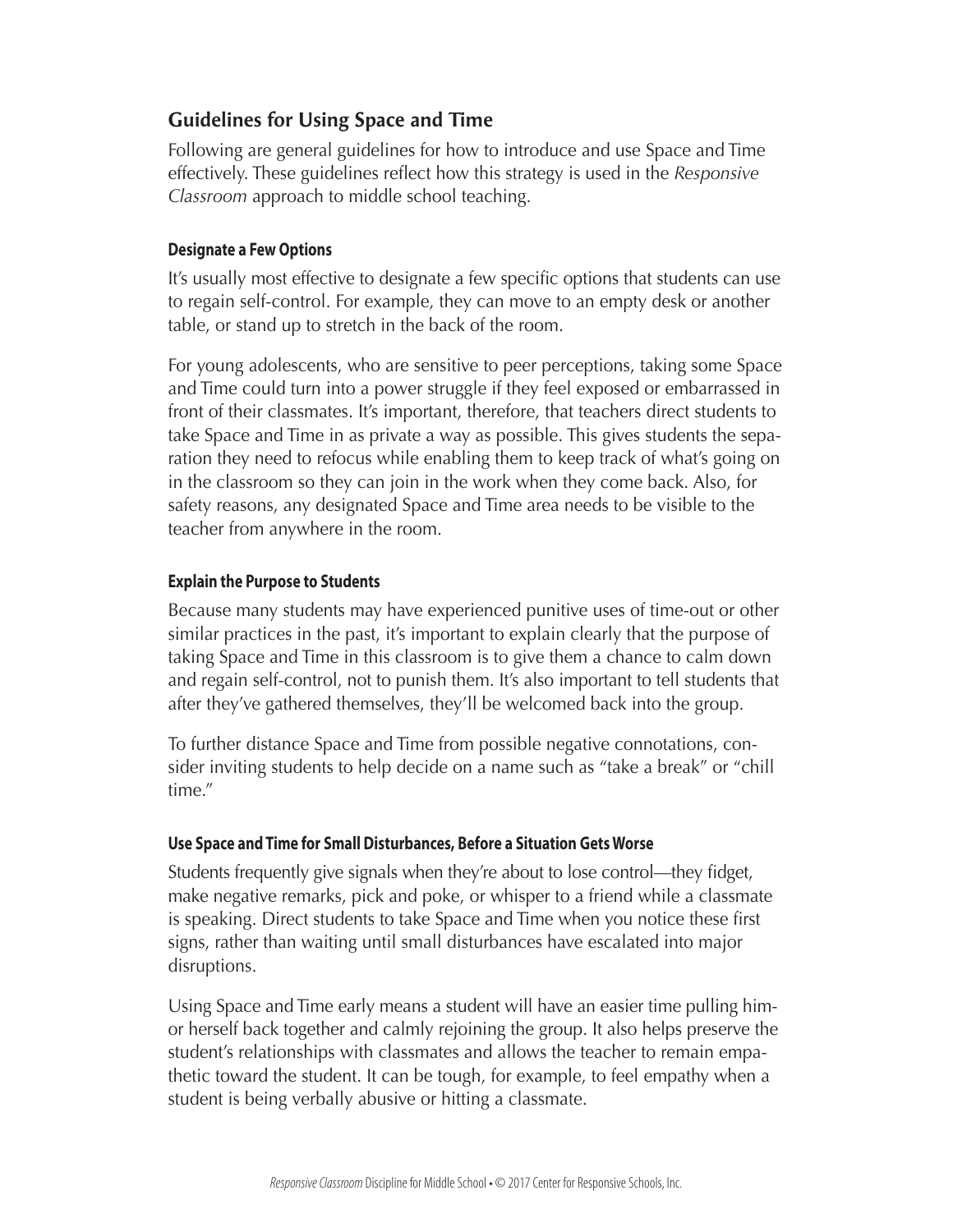## Guidelines for Using Space and Time

Following are general guidelines for how to introduce and use Space and Time effectively. These guidelines reflect how this strategy is used in the *Responsive Classroom* approach to middle school teaching.

### Designate a Few Options

It's usually most effective to designate a few specific options that students can use to regain self-control. For example, they can move to an empty desk or another table, or stand up to stretch in the back of the room.

For young adolescents, who are sensitive to peer perceptions, taking some Space and Time could turn into a power struggle if they feel exposed or embarrassed in front of their classmates. It's important, therefore, that teachers direct students to take Space and Time in as private a way as possible. This gives students the separation they need to refocus while enabling them to keep track of what's going on in the classroom so they can join in the work when they come back. Also, for safety reasons, any designated Space and Time area needs to be visible to the teacher from anywhere in the room.

### Explain the Purpose to Students

Because many students may have experienced punitive uses of time-out or other similar practices in the past, it's important to explain clearly that the purpose of taking Space and Time in this classroom is to give them a chance to calm down and regain self-control, not to punish them. It's also important to tell students that after they've gathered themselves, they'll be welcomed back into the group.

To further distance Space and Time from possible negative connotations, consider inviting students to help decide on a name such as "take a break" or "chill time."

### Use Space and Time for Small Disturbances, Before a Situation Gets Worse

Students frequently give signals when they're about to lose control—they fidget, make negative remarks, pick and poke, or whisper to a friend while a classmate is speaking. Direct students to take Space and Time when you notice these first signs, rather than waiting until small disturbances have escalated into major disruptions.

Using Space and Time early means a student will have an easier time pulling him- or herself back together and calmly rejoining the group. It also helps preserve the student's relationships with classmates and allows the teacher to remain empathetic toward the student. It can be tough, for example, to feel empathy when a student is being verbally abusive or hitting a classmate.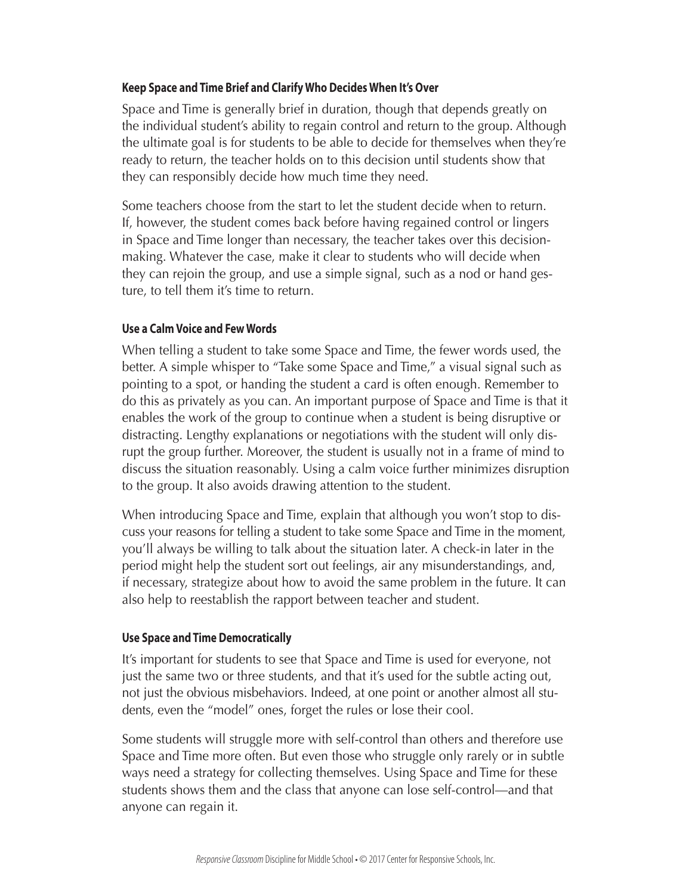### Keep Space and Time Brief and Clarify Who Decides When It's Over

Space and Time is generally brief in duration, though that depends greatly on the individual student's ability to regain control and return to the group. Although the ultimate goal is for students to be able to decide for themselves when they're ready to return, the teacher holds on to this decision until students show that they can responsibly decide how much time they need.

Some teachers choose from the start to let the student decide when to return. If, however, the student comes back before having regained control or lingers in Space and Time longer than necessary, the teacher takes over this decision-making. Whatever the case, make it clear to students who will decide when they can rejoin the group, and use a simple signal, such as a nod or hand gesture, to tell them it's time to return.

### Use a Calm Voice and Few Words

When telling a student to take some Space and Time, the fewer words used, the better. A simple whisper to "Take some Space and Time," a visual signal such as pointing to a spot, or handing the student a card is often enough. Remember to do this as privately as you can. An important purpose of Space and Time is that it enables the work of the group to continue when a student is being disruptive or distracting. Lengthy explanations or negotiations with the student will only disrupt the group further. Moreover, the student is usually not in a frame of mind to discuss the situation reasonably. Using a calm voice further minimizes disruption to the group. It also avoids drawing attention to the student.

When introducing Space and Time, explain that although you won't stop to discuss your reasons for telling a student to take some Space and Time in the moment, you'll always be willing to talk about the situation later. A check-in later in the period might help the student sort out feelings, air any misunderstandings, and, if necessary, strategize about how to avoid the same problem in the future. It can also help to reestablish the rapport between teacher and student.

### Use Space and Time Democratically

It's important for students to see that Space and Time is used for everyone, not just the same two or three students, and that it's used for the subtle acting out, not just the obvious misbehaviors. Indeed, at one point or another almost all students, even the "model" ones, forget the rules or lose their cool.

Some students will struggle more with self-control than others and therefore use Space and Time more often. But even those who struggle only rarely or in subtle ways need a strategy for collecting themselves. Using Space and Time for these students shows them and the class that anyone can lose self-control—and that anyone can regain it.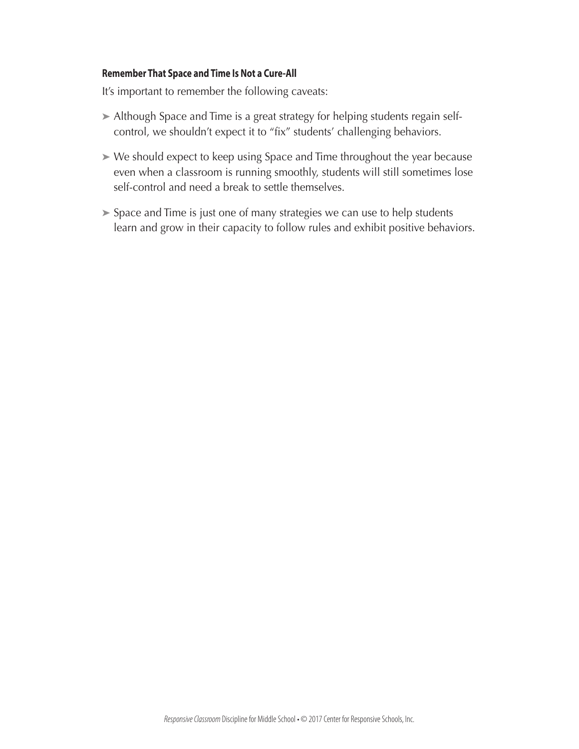#### Remember That Space and Time Is Not a Cure-All

It's important to remember the following caveats:

- Although Space and Time is a great strategy for helping students regain self-control, we shouldn't expect it to "fix" students' challenging behaviors.
- We should expect to keep using Space and Time throughout the year because even when a classroom is running smoothly, students will still sometimes lose self-control and need a break to settle themselves.
- Space and Time is just one of many strategies we can use to help students learn and grow in their capacity to follow rules and exhibit positive behaviors.